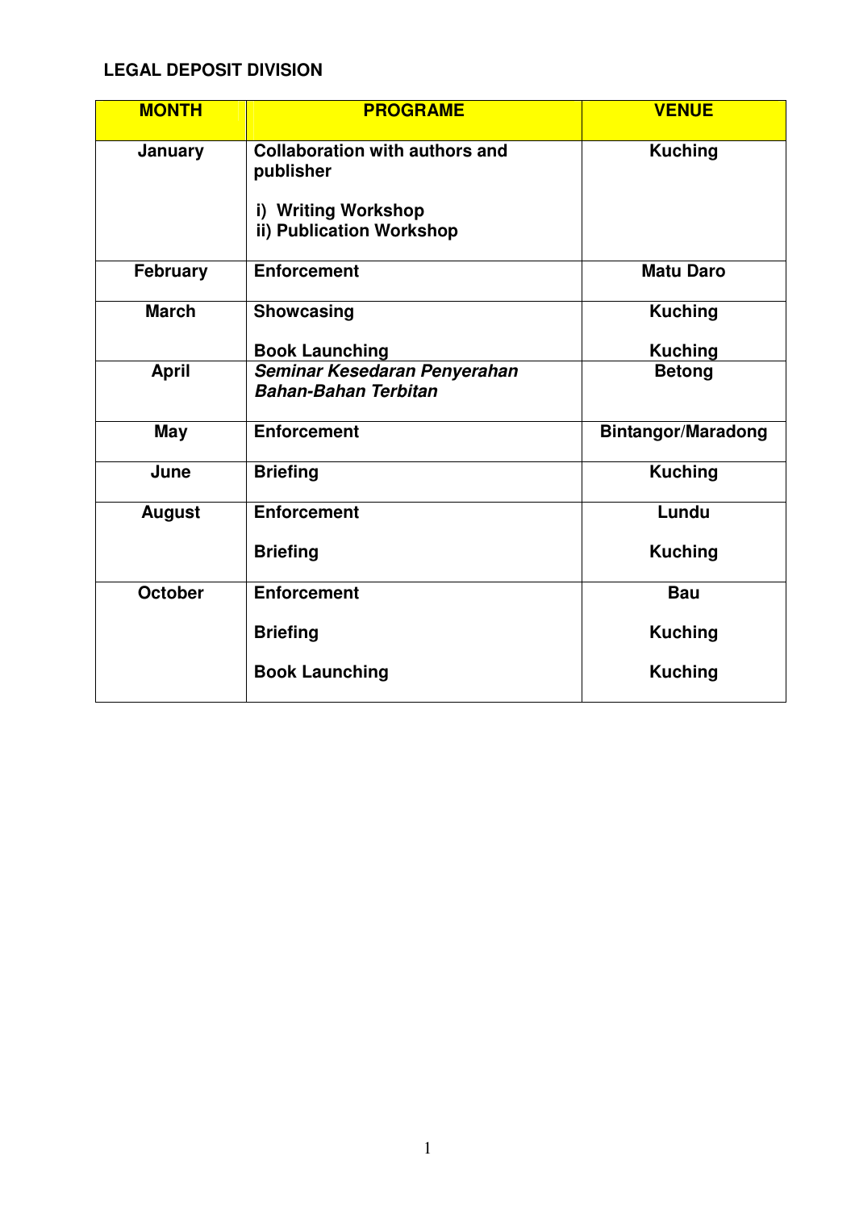## LEGAL DEPOSIT DIVISION

| MONTH | PROGRAME | VENUE |
|---|---|---|
| January | Collaboration with authors and publisher<br><br>i) Writing Workshop<br>ii) Publication Workshop | Kuching |
| February | Enforcement | Matu Daro |
| March | Showcasing<br><br>Book Launching | Kuching<br><br>Kuching |
| April | *Seminar Kesedaran Penyerahan Bahan-Bahan Terbitan* | Betong |
| May | Enforcement | Bintangor/Maradong |
| June | Briefing | Kuching |
| August | Enforcement<br><br>Briefing | Lundu<br><br>Kuching |
| October | Enforcement<br><br>Briefing<br><br>Book Launching | Bau<br><br>Kuching<br><br>Kuching |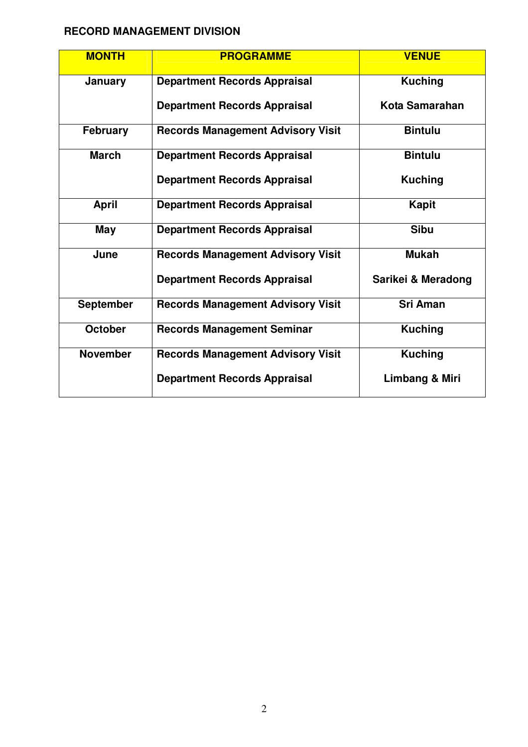**RECORD MANAGEMENT DIVISION**

| MONTH | PROGRAMME | VENUE |
|---|---|---|
| January | Department Records Appraisal<br><br>Department Records Appraisal | Kuching<br><br>Kota Samarahan |
| February | Records Management Advisory Visit | Bintulu |
| March | Department Records Appraisal<br><br>Department Records Appraisal | Bintulu<br><br>Kuching |
| April | Department Records Appraisal | Kapit |
| May | Department Records Appraisal | Sibu |
| June | Records Management Advisory Visit<br><br>Department Records Appraisal | Mukah<br><br>Sarikei & Meradong |
| September | Records Management Advisory Visit | Sri Aman |
| October | Records Management Seminar | Kuching |
| November | Records Management Advisory Visit<br><br>Department Records Appraisal | Kuching<br><br>Limbang & Miri |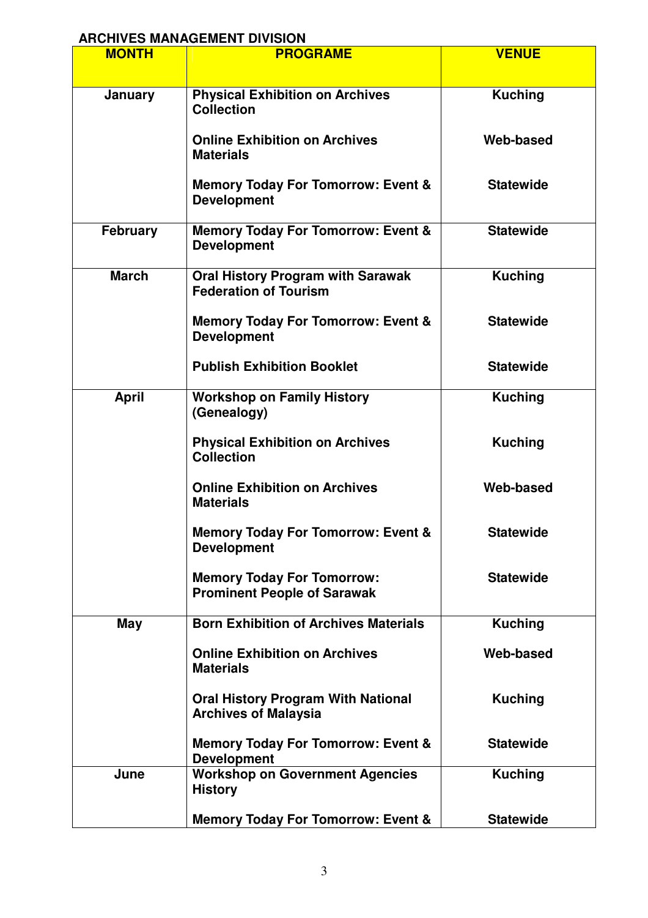**ARCHIVES MANAGEMENT DIVISION**

| MONTH | PROGRAME | VENUE |
|---|---|---|
| January | Physical Exhibition on Archives Collection | Kuching |
| | Online Exhibition on Archives Materials | Web-based |
| | Memory Today For Tomorrow: Event & Development | Statewide |
| February | Memory Today For Tomorrow: Event & Development | Statewide |
| March | Oral History Program with Sarawak Federation of Tourism | Kuching |
| | Memory Today For Tomorrow: Event & Development | Statewide |
| | Publish Exhibition Booklet | Statewide |
| April | Workshop on Family History (Genealogy) | Kuching |
| | Physical Exhibition on Archives Collection | Kuching |
| | Online Exhibition on Archives Materials | Web-based |
| | Memory Today For Tomorrow: Event & Development | Statewide |
| | Memory Today For Tomorrow: Prominent People of Sarawak | Statewide |
| May | Born Exhibition of Archives Materials | Kuching |
| | Online Exhibition on Archives Materials | Web-based |
| | Oral History Program With National Archives of Malaysia | Kuching |
| | Memory Today For Tomorrow: Event & Development | Statewide |
| June | Workshop on Government Agencies History | Kuching |
| | Memory Today For Tomorrow: Event & | Statewide |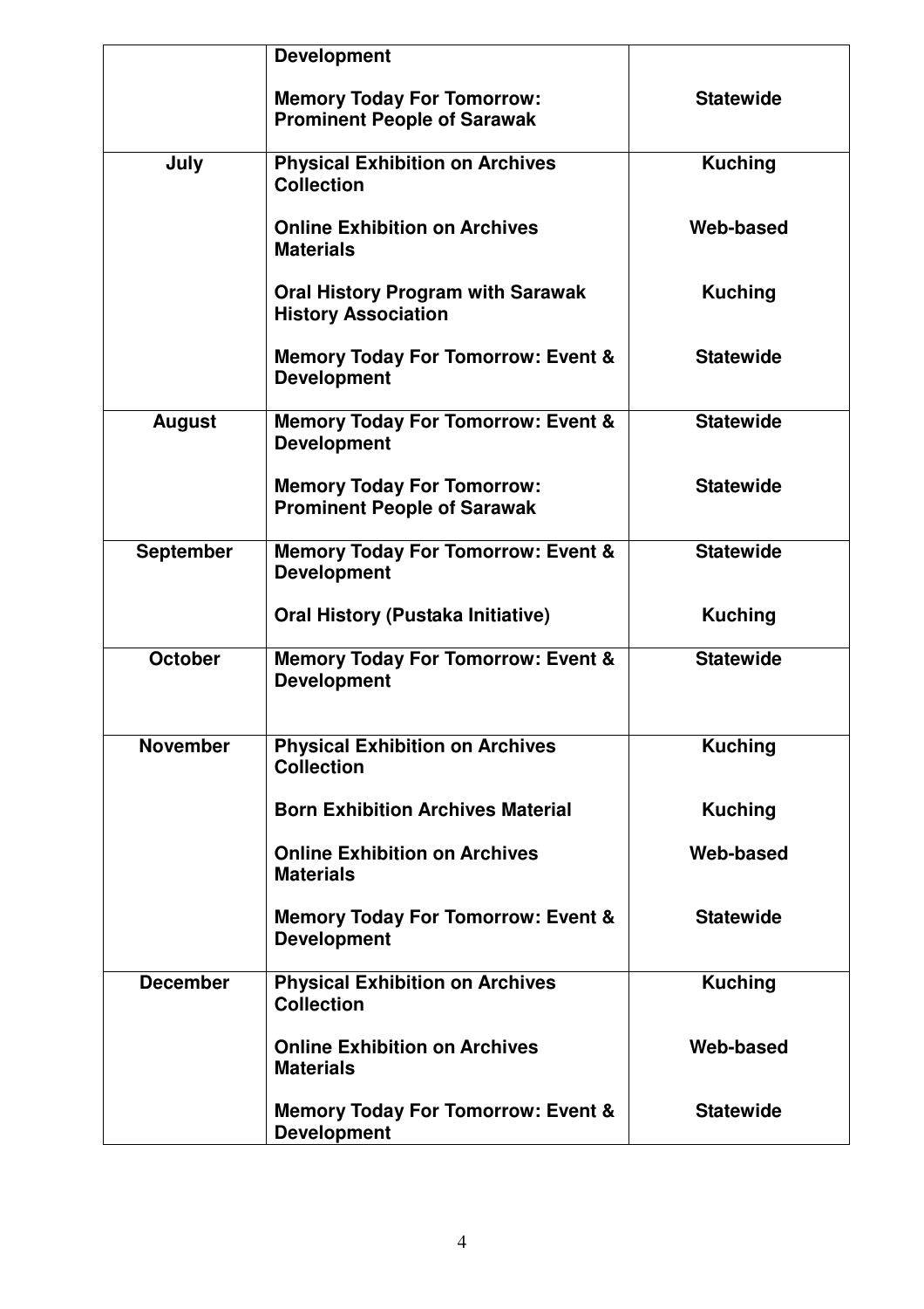| | | |
|---|---|---|
| | **Development** | |
| | **Memory Today For Tomorrow: Prominent People of Sarawak** | **Statewide** |
| **July** | **Physical Exhibition on Archives Collection** | **Kuching** |
| | **Online Exhibition on Archives Materials** | **Web-based** |
| | **Oral History Program with Sarawak History Association** | **Kuching** |
| | **Memory Today For Tomorrow: Event & Development** | **Statewide** |
| **August** | **Memory Today For Tomorrow: Event & Development** | **Statewide** |
| | **Memory Today For Tomorrow: Prominent People of Sarawak** | **Statewide** |
| **September** | **Memory Today For Tomorrow: Event & Development** | **Statewide** |
| | **Oral History (Pustaka Initiative)** | **Kuching** |
| **October** | **Memory Today For Tomorrow: Event & Development** | **Statewide** |
| **November** | **Physical Exhibition on Archives Collection** | **Kuching** |
| | **Born Exhibition Archives Material** | **Kuching** |
| | **Online Exhibition on Archives Materials** | **Web-based** |
| | **Memory Today For Tomorrow: Event & Development** | **Statewide** |
| **December** | **Physical Exhibition on Archives Collection** | **Kuching** |
| | **Online Exhibition on Archives Materials** | **Web-based** |
| | **Memory Today For Tomorrow: Event & Development** | **Statewide** |